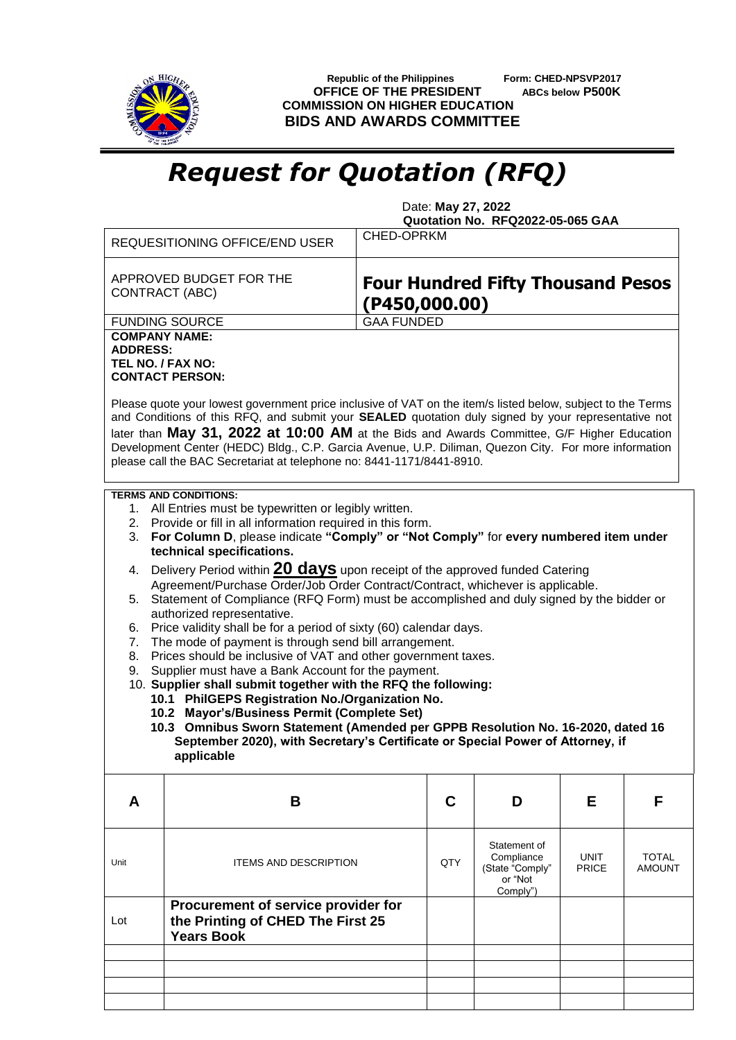Republic of the Philippines
**OFFICE OF THE PRESIDENT**
**COMMISSION ON HIGHER EDUCATION**
**BIDS AND AWARDS COMMITTEE**

Form: CHED-NPSVP2017
**ABCs below P500K**

# *Request for Quotation (RFQ)*

Date: **May 27, 2022**
**Quotation No. RFQ2022-05-065 GAA**

| | |
|---|---|
| REQUESITIONING OFFICE/END USER | CHED-OPRKM |
| APPROVED BUDGET FOR THE CONTRACT (ABC) | **Four Hundred Fifty Thousand Pesos (P450,000.00)** |
| FUNDING SOURCE | GAA FUNDED |

**COMPANY NAME:**
**ADDRESS:**
**TEL NO. / FAX NO:**
**CONTACT PERSON:**

Please quote your lowest government price inclusive of VAT on the item/s listed below, subject to the Terms and Conditions of this RFQ, and submit your **SEALED** quotation duly signed by your representative not later than **May 31, 2022 at 10:00 AM** at the Bids and Awards Committee, G/F Higher Education Development Center (HEDC) Bldg., C.P. Garcia Avenue, U.P. Diliman, Quezon City. For more information please call the BAC Secretariat at telephone no: 8441-1171/8441-8910.

**TERMS AND CONDITIONS:**

1. All Entries must be typewritten or legibly written.
2. Provide or fill in all information required in this form.
3. **For Column D**, please indicate **"Comply" or "Not Comply"** for **every numbered item under technical specifications.**
4. Delivery Period within **20 days** upon receipt of the approved funded Catering Agreement/Purchase Order/Job Order Contract/Contract, whichever is applicable.
5. Statement of Compliance (RFQ Form) must be accomplished and duly signed by the bidder or authorized representative.
6. Price validity shall be for a period of sixty (60) calendar days.
7. The mode of payment is through send bill arrangement.
8. Prices should be inclusive of VAT and other government taxes.
9. Supplier must have a Bank Account for the payment.
10. **Supplier shall submit together with the RFQ the following:**
    - **10.1 PhilGEPS Registration No./Organization No.**
    - **10.2 Mayor's/Business Permit (Complete Set)**
    - **10.3 Omnibus Sworn Statement (Amended per GPPB Resolution No. 16-2020, dated 16 September 2020), with Secretary's Certificate or Special Power of Attorney, if applicable**

| A | B | C | D | E | F |
|---|---|---|---|---|---|
| Unit | ITEMS AND DESCRIPTION | QTY | Statement of Compliance (State "Comply" or "Not Comply") | UNIT PRICE | TOTAL AMOUNT |
| Lot | **Procurement of service provider for the Printing of CHED The First 25 Years Book** | | | | |
| | | | | | |
| | | | | | |
| | | | | | |
| | | | | | |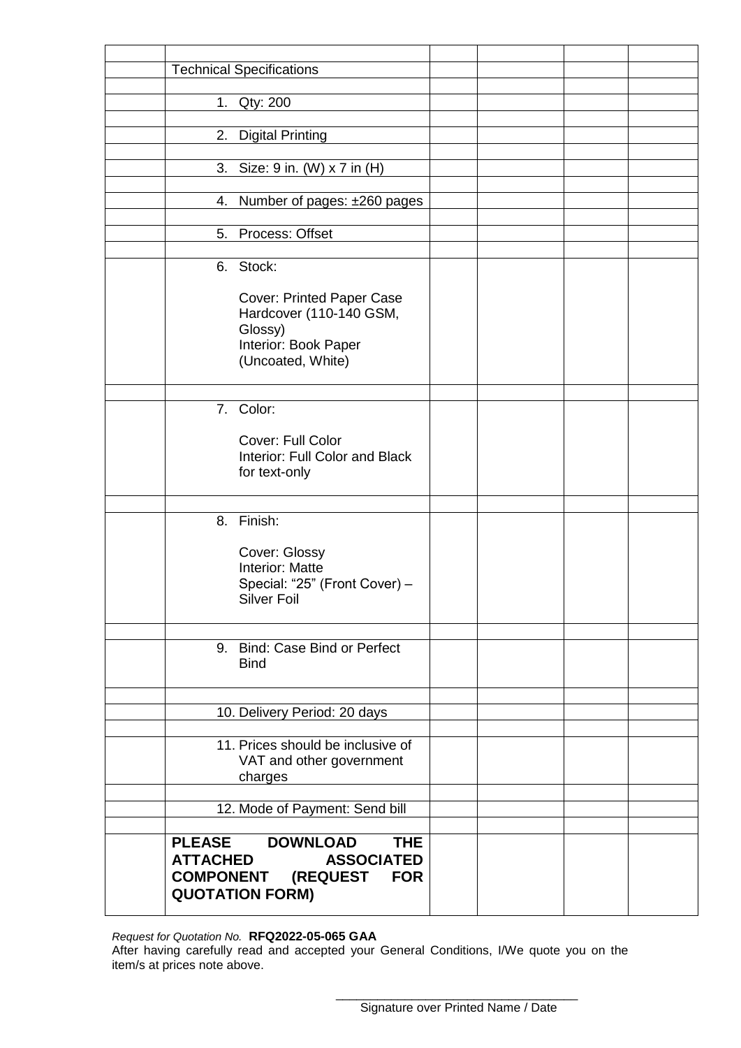| | | | | | |
|---|---|---|---|---|---|
| | Technical Specifications | | | | |
| | | | | | |
| | 1. Qty: 200 | | | | |
| | | | | | |
| | 2. Digital Printing | | | | |
| | | | | | |
| | 3. Size: 9 in. (W) x 7 in (H) | | | | |
| | | | | | |
| | 4. Number of pages: ±260 pages | | | | |
| | | | | | |
| | 5. Process: Offset | | | | |
| | | | | | |
| | 6. Stock:<br><br>Cover: Printed Paper Case Hardcover (110-140 GSM, Glossy)<br>Interior: Book Paper (Uncoated, White) | | | | |
| | | | | | |
| | 7. Color:<br><br>Cover: Full Color<br>Interior: Full Color and Black for text-only | | | | |
| | | | | | |
| | 8. Finish:<br><br>Cover: Glossy<br>Interior: Matte<br>Special: "25" (Front Cover) – Silver Foil | | | | |
| | | | | | |
| | 9. Bind: Case Bind or Perfect Bind | | | | |
| | | | | | |
| | 10. Delivery Period: 20 days | | | | |
| | | | | | |
| | 11. Prices should be inclusive of VAT and other government charges | | | | |
| | | | | | |
| | 12. Mode of Payment: Send bill | | | | |
| | | | | | |
| | **PLEASE DOWNLOAD THE ATTACHED ASSOCIATED COMPONENT (REQUEST FOR QUOTATION FORM)** | | | | |

*Request for Quotation No.* **RFQ2022-05-065 GAA**

After having carefully read and accepted your General Conditions, I/We quote you on the item/s at prices note above.

\_\_\_\_\_\_\_\_\_\_\_\_\_\_\_\_\_\_\_\_\_\_\_\_\_\_\_\_\_\_\_\_\_\_\_\_

Signature over Printed Name / Date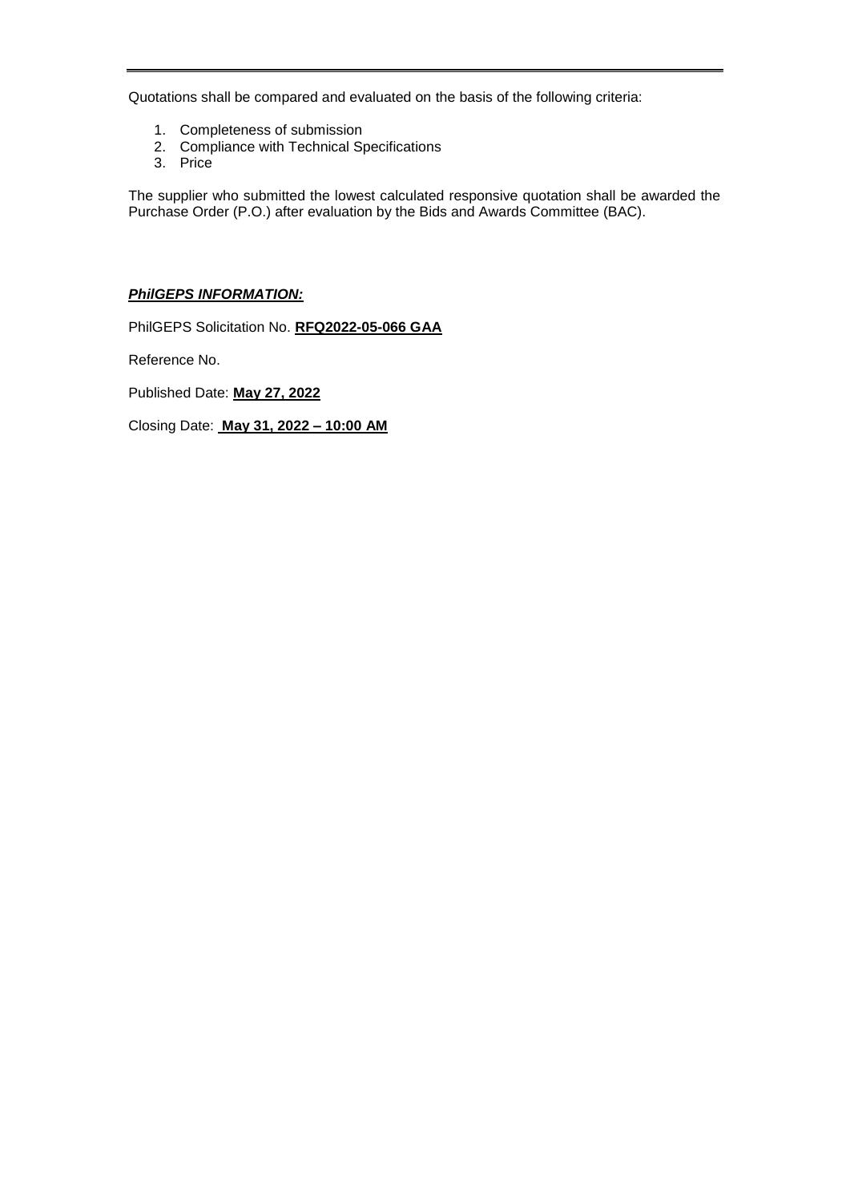Quotations shall be compared and evaluated on the basis of the following criteria:

1. Completeness of submission
2. Compliance with Technical Specifications
3. Price

The supplier who submitted the lowest calculated responsive quotation shall be awarded the Purchase Order (P.O.) after evaluation by the Bids and Awards Committee (BAC).

***PhilGEPS INFORMATION:***

PhilGEPS Solicitation No. **RFQ2022-05-066 GAA**

Reference No.

Published Date: **May 27, 2022**

Closing Date: **May 31, 2022 – 10:00 AM**